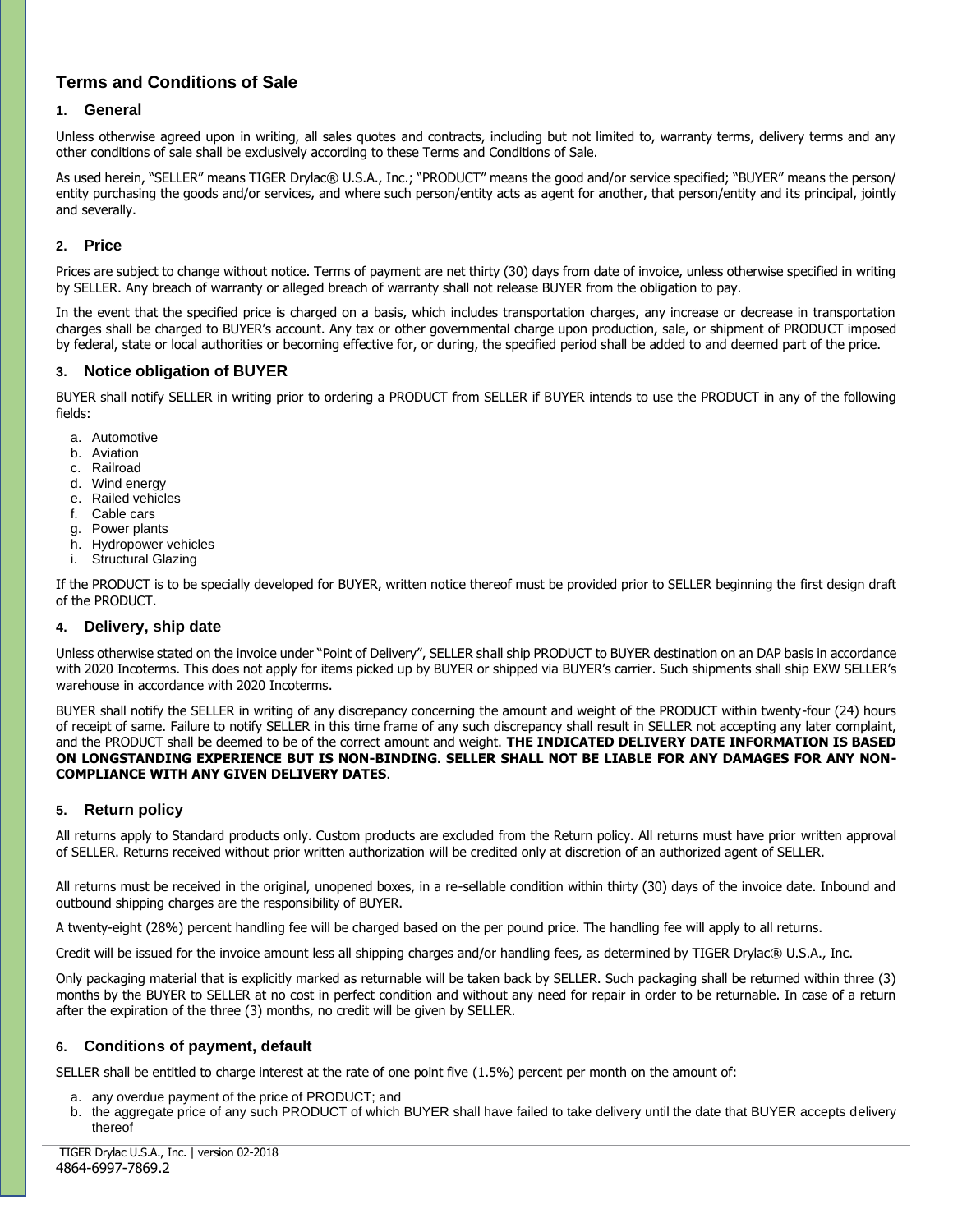# Terms and Conditions of Sale

## 1. General

Unless otherwise agreed upon in writing, all sales quotes and contracts, including but not limited to, warranty terms, delivery terms and any other conditions of sale shall be exclusively according to these Terms and Conditions of Sale.

As used herein, "SELLER" means TIGER Drylac® U.S.A., Inc.; "PRODUCT" means the good and/or service specified; "BUYER" means the person/ entity purchasing the goods and/or services, and where such person/entity acts as agent for another, that person/entity and its principal, jointly and severally.

## 2. Price

Prices are subject to change without notice. Terms of payment are net thirty (30) days from date of invoice, unless otherwise specified in writing by SELLER. Any breach of warranty or alleged breach of warranty shall not release BUYER from the obligation to pay.

In the event that the specified price is charged on a basis, which includes transportation charges, any increase or decrease in transportation charges shall be charged to BUYER's account. Any tax or other governmental charge upon production, sale, or shipment of PRODUCT imposed by federal, state or local authorities or becoming effective for, or during, the specified period shall be added to and deemed part of the price.

## 3. Notice obligation of BUYER

BUYER shall notify SELLER in writing prior to ordering a PRODUCT from SELLER if BUYER intends to use the PRODUCT in any of the following fields:

a. Automotive
b. Aviation
c. Railroad
d. Wind energy
e. Railed vehicles
f. Cable cars
g. Power plants
h. Hydropower vehicles
i. Structural Glazing

If the PRODUCT is to be specially developed for BUYER, written notice thereof must be provided prior to SELLER beginning the first design draft of the PRODUCT.

## 4. Delivery, ship date

Unless otherwise stated on the invoice under "Point of Delivery", SELLER shall ship PRODUCT to BUYER destination on an DAP basis in accordance with 2020 Incoterms. This does not apply for items picked up by BUYER or shipped via BUYER's carrier. Such shipments shall ship EXW SELLER's warehouse in accordance with 2020 Incoterms.

BUYER shall notify the SELLER in writing of any discrepancy concerning the amount and weight of the PRODUCT within twenty-four (24) hours of receipt of same. Failure to notify SELLER in this time frame of any such discrepancy shall result in SELLER not accepting any later complaint, and the PRODUCT shall be deemed to be of the correct amount and weight. **THE INDICATED DELIVERY DATE INFORMATION IS BASED ON LONGSTANDING EXPERIENCE BUT IS NON-BINDING. SELLER SHALL NOT BE LIABLE FOR ANY DAMAGES FOR ANY NON-COMPLIANCE WITH ANY GIVEN DELIVERY DATES**.

## 5. Return policy

All returns apply to Standard products only. Custom products are excluded from the Return policy. All returns must have prior written approval of SELLER. Returns received without prior written authorization will be credited only at discretion of an authorized agent of SELLER.

All returns must be received in the original, unopened boxes, in a re-sellable condition within thirty (30) days of the invoice date. Inbound and outbound shipping charges are the responsibility of BUYER.

A twenty-eight (28%) percent handling fee will be charged based on the per pound price. The handling fee will apply to all returns.

Credit will be issued for the invoice amount less all shipping charges and/or handling fees, as determined by TIGER Drylac® U.S.A., Inc.

Only packaging material that is explicitly marked as returnable will be taken back by SELLER. Such packaging shall be returned within three (3) months by the BUYER to SELLER at no cost in perfect condition and without any need for repair in order to be returnable. In case of a return after the expiration of the three (3) months, no credit will be given by SELLER.

## 6. Conditions of payment, default

SELLER shall be entitled to charge interest at the rate of one point five (1.5%) percent per month on the amount of:

a. any overdue payment of the price of PRODUCT; and
b. the aggregate price of any such PRODUCT of which BUYER shall have failed to take delivery until the date that BUYER accepts delivery thereof

TIGER Drylac U.S.A., Inc. | version 02-2018
4864-6997-7869.2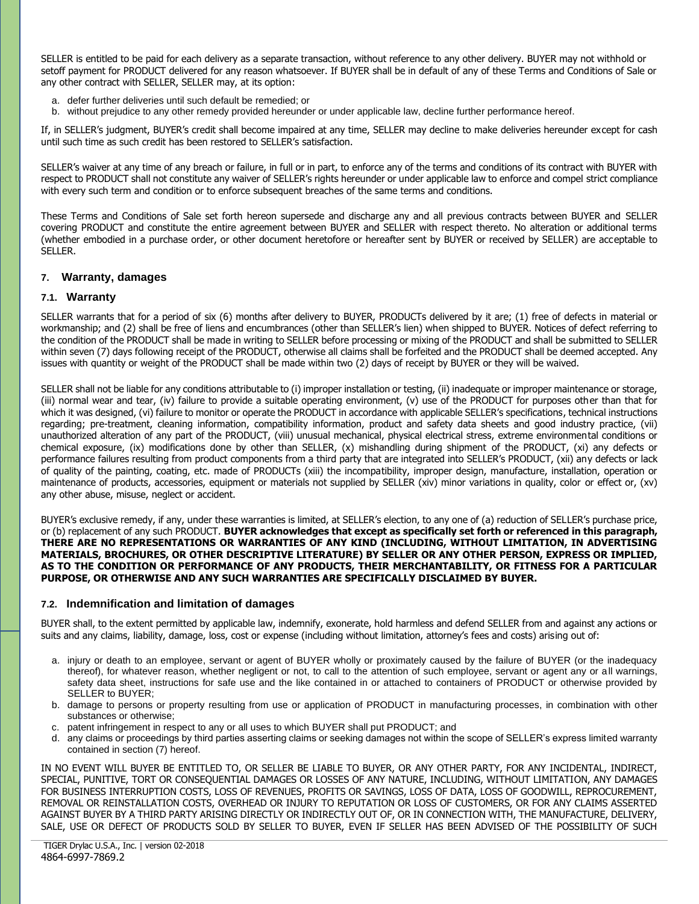SELLER is entitled to be paid for each delivery as a separate transaction, without reference to any other delivery. BUYER may not withhold or setoff payment for PRODUCT delivered for any reason whatsoever. If BUYER shall be in default of any of these Terms and Conditions of Sale or any other contract with SELLER, SELLER may, at its option:

a. defer further deliveries until such default be remedied; or
b. without prejudice to any other remedy provided hereunder or under applicable law, decline further performance hereof.

If, in SELLER's judgment, BUYER's credit shall become impaired at any time, SELLER may decline to make deliveries hereunder except for cash until such time as such credit has been restored to SELLER's satisfaction.

SELLER's waiver at any time of any breach or failure, in full or in part, to enforce any of the terms and conditions of its contract with BUYER with respect to PRODUCT shall not constitute any waiver of SELLER's rights hereunder or under applicable law to enforce and compel strict compliance with every such term and condition or to enforce subsequent breaches of the same terms and conditions.

These Terms and Conditions of Sale set forth hereon supersede and discharge any and all previous contracts between BUYER and SELLER covering PRODUCT and constitute the entire agreement between BUYER and SELLER with respect thereto. No alteration or additional terms (whether embodied in a purchase order, or other document heretofore or hereafter sent by BUYER or received by SELLER) are acceptable to SELLER.

## 7. Warranty, damages

### 7.1. Warranty

SELLER warrants that for a period of six (6) months after delivery to BUYER, PRODUCTs delivered by it are; (1) free of defects in material or workmanship; and (2) shall be free of liens and encumbrances (other than SELLER's lien) when shipped to BUYER. Notices of defect referring to the condition of the PRODUCT shall be made in writing to SELLER before processing or mixing of the PRODUCT and shall be submitted to SELLER within seven (7) days following receipt of the PRODUCT, otherwise all claims shall be forfeited and the PRODUCT shall be deemed accepted. Any issues with quantity or weight of the PRODUCT shall be made within two (2) days of receipt by BUYER or they will be waived.

SELLER shall not be liable for any conditions attributable to (i) improper installation or testing, (ii) inadequate or improper maintenance or storage, (iii) normal wear and tear, (iv) failure to provide a suitable operating environment, (v) use of the PRODUCT for purposes other than that for which it was designed, (vi) failure to monitor or operate the PRODUCT in accordance with applicable SELLER's specifications, technical instructions regarding; pre-treatment, cleaning information, compatibility information, product and safety data sheets and good industry practice, (vii) unauthorized alteration of any part of the PRODUCT, (viii) unusual mechanical, physical electrical stress, extreme environmental conditions or chemical exposure, (ix) modifications done by other than SELLER, (x) mishandling during shipment of the PRODUCT, (xi) any defects or performance failures resulting from product components from a third party that are integrated into SELLER's PRODUCT, (xii) any defects or lack of quality of the painting, coating, etc. made of PRODUCTs (xiii) the incompatibility, improper design, manufacture, installation, operation or maintenance of products, accessories, equipment or materials not supplied by SELLER (xiv) minor variations in quality, color or effect or, (xv) any other abuse, misuse, neglect or accident.

BUYER's exclusive remedy, if any, under these warranties is limited, at SELLER's election, to any one of (a) reduction of SELLER's purchase price, or (b) replacement of any such PRODUCT. **BUYER acknowledges that except as specifically set forth or referenced in this paragraph, THERE ARE NO REPRESENTATIONS OR WARRANTIES OF ANY KIND (INCLUDING, WITHOUT LIMITATION, IN ADVERTISING MATERIALS, BROCHURES, OR OTHER DESCRIPTIVE LITERATURE) BY SELLER OR ANY OTHER PERSON, EXPRESS OR IMPLIED, AS TO THE CONDITION OR PERFORMANCE OF ANY PRODUCTS, THEIR MERCHANTABILITY, OR FITNESS FOR A PARTICULAR PURPOSE, OR OTHERWISE AND ANY SUCH WARRANTIES ARE SPECIFICALLY DISCLAIMED BY BUYER.**

### 7.2. Indemnification and limitation of damages

BUYER shall, to the extent permitted by applicable law, indemnify, exonerate, hold harmless and defend SELLER from and against any actions or suits and any claims, liability, damage, loss, cost or expense (including without limitation, attorney's fees and costs) arising out of:

a. injury or death to an employee, servant or agent of BUYER wholly or proximately caused by the failure of BUYER (or the inadequacy thereof), for whatever reason, whether negligent or not, to call to the attention of such employee, servant or agent any or all warnings, safety data sheet, instructions for safe use and the like contained in or attached to containers of PRODUCT or otherwise provided by SELLER to BUYER;
b. damage to persons or property resulting from use or application of PRODUCT in manufacturing processes, in combination with other substances or otherwise;
c. patent infringement in respect to any or all uses to which BUYER shall put PRODUCT; and
d. any claims or proceedings by third parties asserting claims or seeking damages not within the scope of SELLER's express limited warranty contained in section (7) hereof.

IN NO EVENT WILL BUYER BE ENTITLED TO, OR SELLER BE LIABLE TO BUYER, OR ANY OTHER PARTY, FOR ANY INCIDENTAL, INDIRECT, SPECIAL, PUNITIVE, TORT OR CONSEQUENTIAL DAMAGES OR LOSSES OF ANY NATURE, INCLUDING, WITHOUT LIMITATION, ANY DAMAGES FOR BUSINESS INTERRUPTION COSTS, LOSS OF REVENUES, PROFITS OR SAVINGS, LOSS OF DATA, LOSS OF GOODWILL, REPROCUREMENT, REMOVAL OR REINSTALLATION COSTS, OVERHEAD OR INJURY TO REPUTATION OR LOSS OF CUSTOMERS, OR FOR ANY CLAIMS ASSERTED AGAINST BUYER BY A THIRD PARTY ARISING DIRECTLY OR INDIRECTLY OUT OF, OR IN CONNECTION WITH, THE MANUFACTURE, DELIVERY, SALE, USE OR DEFECT OF PRODUCTS SOLD BY SELLER TO BUYER, EVEN IF SELLER HAS BEEN ADVISED OF THE POSSIBILITY OF SUCH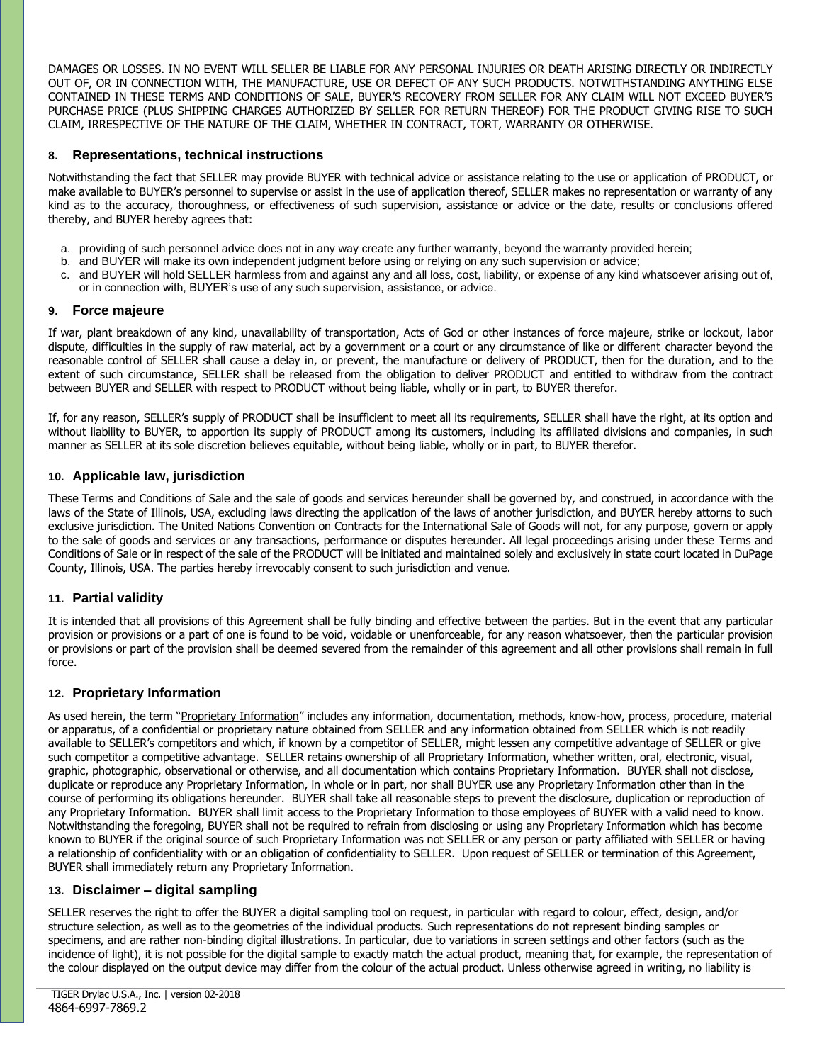DAMAGES OR LOSSES. IN NO EVENT WILL SELLER BE LIABLE FOR ANY PERSONAL INJURIES OR DEATH ARISING DIRECTLY OR INDIRECTLY OUT OF, OR IN CONNECTION WITH, THE MANUFACTURE, USE OR DEFECT OF ANY SUCH PRODUCTS. NOTWITHSTANDING ANYTHING ELSE CONTAINED IN THESE TERMS AND CONDITIONS OF SALE, BUYER'S RECOVERY FROM SELLER FOR ANY CLAIM WILL NOT EXCEED BUYER'S PURCHASE PRICE (PLUS SHIPPING CHARGES AUTHORIZED BY SELLER FOR RETURN THEREOF) FOR THE PRODUCT GIVING RISE TO SUCH CLAIM, IRRESPECTIVE OF THE NATURE OF THE CLAIM, WHETHER IN CONTRACT, TORT, WARRANTY OR OTHERWISE.

## 8. Representations, technical instructions

Notwithstanding the fact that SELLER may provide BUYER with technical advice or assistance relating to the use or application of PRODUCT, or make available to BUYER's personnel to supervise or assist in the use of application thereof, SELLER makes no representation or warranty of any kind as to the accuracy, thoroughness, or effectiveness of such supervision, assistance or advice or the date, results or conclusions offered thereby, and BUYER hereby agrees that:

a. providing of such personnel advice does not in any way create any further warranty, beyond the warranty provided herein;
b. and BUYER will make its own independent judgment before using or relying on any such supervision or advice;
c. and BUYER will hold SELLER harmless from and against any and all loss, cost, liability, or expense of any kind whatsoever arising out of, or in connection with, BUYER's use of any such supervision, assistance, or advice.

## 9. Force majeure

If war, plant breakdown of any kind, unavailability of transportation, Acts of God or other instances of force majeure, strike or lockout, labor dispute, difficulties in the supply of raw material, act by a government or a court or any circumstance of like or different character beyond the reasonable control of SELLER shall cause a delay in, or prevent, the manufacture or delivery of PRODUCT, then for the duration, and to the extent of such circumstance, SELLER shall be released from the obligation to deliver PRODUCT and entitled to withdraw from the contract between BUYER and SELLER with respect to PRODUCT without being liable, wholly or in part, to BUYER therefor.

If, for any reason, SELLER's supply of PRODUCT shall be insufficient to meet all its requirements, SELLER shall have the right, at its option and without liability to BUYER, to apportion its supply of PRODUCT among its customers, including its affiliated divisions and companies, in such manner as SELLER at its sole discretion believes equitable, without being liable, wholly or in part, to BUYER therefor.

## 10. Applicable law, jurisdiction

These Terms and Conditions of Sale and the sale of goods and services hereunder shall be governed by, and construed, in accordance with the laws of the State of Illinois, USA, excluding laws directing the application of the laws of another jurisdiction, and BUYER hereby attorns to such exclusive jurisdiction. The United Nations Convention on Contracts for the International Sale of Goods will not, for any purpose, govern or apply to the sale of goods and services or any transactions, performance or disputes hereunder. All legal proceedings arising under these Terms and Conditions of Sale or in respect of the sale of the PRODUCT will be initiated and maintained solely and exclusively in state court located in DuPage County, Illinois, USA. The parties hereby irrevocably consent to such jurisdiction and venue.

## 11. Partial validity

It is intended that all provisions of this Agreement shall be fully binding and effective between the parties. But in the event that any particular provision or provisions or a part of one is found to be void, voidable or unenforceable, for any reason whatsoever, then the particular provision or provisions or part of the provision shall be deemed severed from the remainder of this agreement and all other provisions shall remain in full force.

## 12. Proprietary Information

As used herein, the term "Proprietary Information" includes any information, documentation, methods, know-how, process, procedure, material or apparatus, of a confidential or proprietary nature obtained from SELLER and any information obtained from SELLER which is not readily available to SELLER's competitors and which, if known by a competitor of SELLER, might lessen any competitive advantage of SELLER or give such competitor a competitive advantage. SELLER retains ownership of all Proprietary Information, whether written, oral, electronic, visual, graphic, photographic, observational or otherwise, and all documentation which contains Proprietary Information. BUYER shall not disclose, duplicate or reproduce any Proprietary Information, in whole or in part, nor shall BUYER use any Proprietary Information other than in the course of performing its obligations hereunder. BUYER shall take all reasonable steps to prevent the disclosure, duplication or reproduction of any Proprietary Information. BUYER shall limit access to the Proprietary Information to those employees of BUYER with a valid need to know. Notwithstanding the foregoing, BUYER shall not be required to refrain from disclosing or using any Proprietary Information which has become known to BUYER if the original source of such Proprietary Information was not SELLER or any person or party affiliated with SELLER or having a relationship of confidentiality with or an obligation of confidentiality to SELLER. Upon request of SELLER or termination of this Agreement, BUYER shall immediately return any Proprietary Information.

## 13. Disclaimer – digital sampling

SELLER reserves the right to offer the BUYER a digital sampling tool on request, in particular with regard to colour, effect, design, and/or structure selection, as well as to the geometries of the individual products. Such representations do not represent binding samples or specimens, and are rather non-binding digital illustrations. In particular, due to variations in screen settings and other factors (such as the incidence of light), it is not possible for the digital sample to exactly match the actual product, meaning that, for example, the representation of the colour displayed on the output device may differ from the colour of the actual product. Unless otherwise agreed in writing, no liability is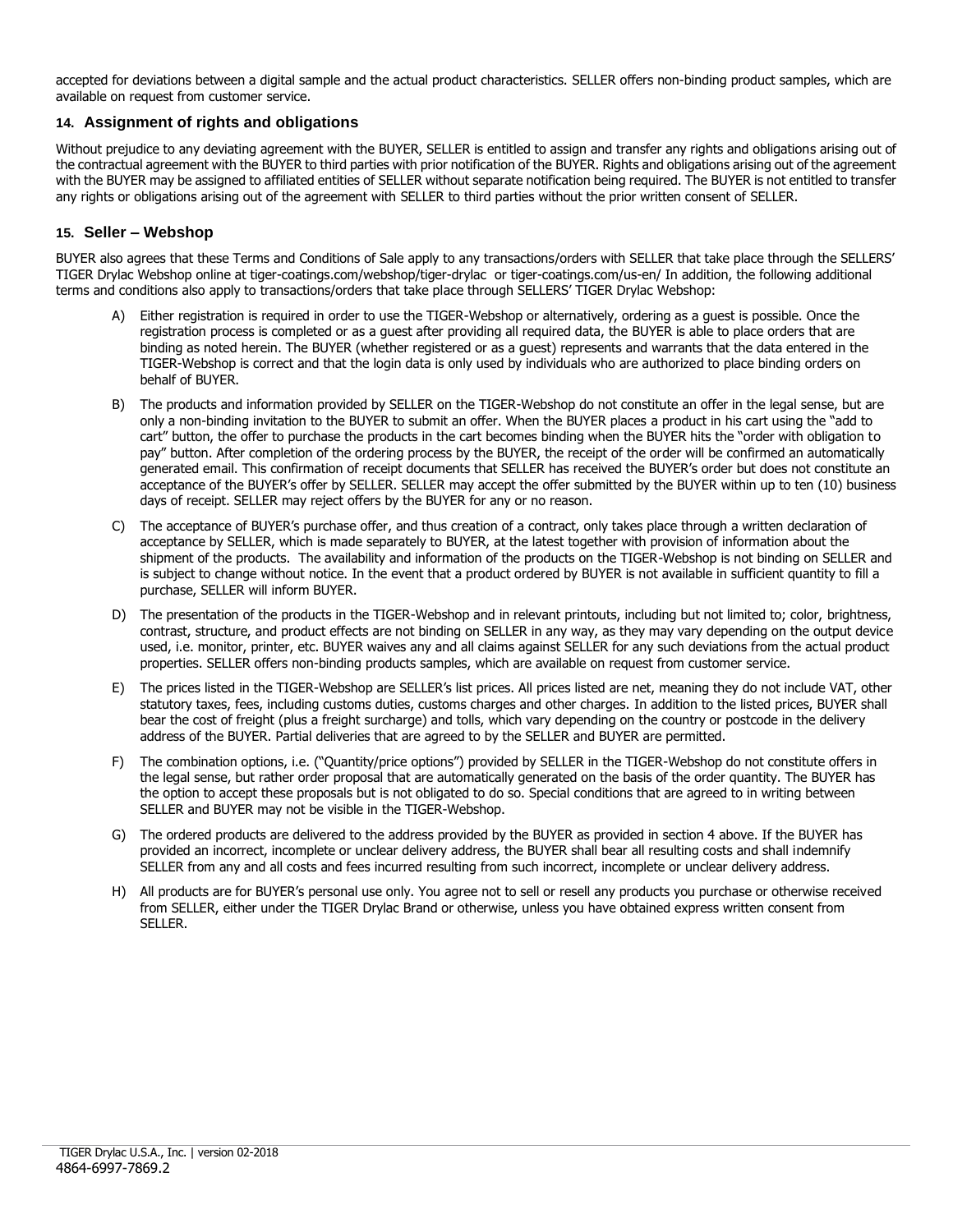accepted for deviations between a digital sample and the actual product characteristics. SELLER offers non-binding product samples, which are available on request from customer service.

## 14. Assignment of rights and obligations

Without prejudice to any deviating agreement with the BUYER, SELLER is entitled to assign and transfer any rights and obligations arising out of the contractual agreement with the BUYER to third parties with prior notification of the BUYER. Rights and obligations arising out of the agreement with the BUYER may be assigned to affiliated entities of SELLER without separate notification being required. The BUYER is not entitled to transfer any rights or obligations arising out of the agreement with SELLER to third parties without the prior written consent of SELLER.

## 15. Seller – Webshop

BUYER also agrees that these Terms and Conditions of Sale apply to any transactions/orders with SELLER that take place through the SELLERS' TIGER Drylac Webshop online at tiger-coatings.com/webshop/tiger-drylac or tiger-coatings.com/us-en/ In addition, the following additional terms and conditions also apply to transactions/orders that take place through SELLERS' TIGER Drylac Webshop:

A) Either registration is required in order to use the TIGER-Webshop or alternatively, ordering as a guest is possible. Once the registration process is completed or as a guest after providing all required data, the BUYER is able to place orders that are binding as noted herein. The BUYER (whether registered or as a guest) represents and warrants that the data entered in the TIGER-Webshop is correct and that the login data is only used by individuals who are authorized to place binding orders on behalf of BUYER.

B) The products and information provided by SELLER on the TIGER-Webshop do not constitute an offer in the legal sense, but are only a non-binding invitation to the BUYER to submit an offer. When the BUYER places a product in his cart using the "add to cart" button, the offer to purchase the products in the cart becomes binding when the BUYER hits the "order with obligation to pay" button. After completion of the ordering process by the BUYER, the receipt of the order will be confirmed an automatically generated email. This confirmation of receipt documents that SELLER has received the BUYER's order but does not constitute an acceptance of the BUYER's offer by SELLER. SELLER may accept the offer submitted by the BUYER within up to ten (10) business days of receipt. SELLER may reject offers by the BUYER for any or no reason.

C) The acceptance of BUYER's purchase offer, and thus creation of a contract, only takes place through a written declaration of acceptance by SELLER, which is made separately to BUYER, at the latest together with provision of information about the shipment of the products. The availability and information of the products on the TIGER-Webshop is not binding on SELLER and is subject to change without notice. In the event that a product ordered by BUYER is not available in sufficient quantity to fill a purchase, SELLER will inform BUYER.

D) The presentation of the products in the TIGER-Webshop and in relevant printouts, including but not limited to; color, brightness, contrast, structure, and product effects are not binding on SELLER in any way, as they may vary depending on the output device used, i.e. monitor, printer, etc. BUYER waives any and all claims against SELLER for any such deviations from the actual product properties. SELLER offers non-binding products samples, which are available on request from customer service.

E) The prices listed in the TIGER-Webshop are SELLER's list prices. All prices listed are net, meaning they do not include VAT, other statutory taxes, fees, including customs duties, customs charges and other charges. In addition to the listed prices, BUYER shall bear the cost of freight (plus a freight surcharge) and tolls, which vary depending on the country or postcode in the delivery address of the BUYER. Partial deliveries that are agreed to by the SELLER and BUYER are permitted.

F) The combination options, i.e. ("Quantity/price options") provided by SELLER in the TIGER-Webshop do not constitute offers in the legal sense, but rather order proposal that are automatically generated on the basis of the order quantity. The BUYER has the option to accept these proposals but is not obligated to do so. Special conditions that are agreed to in writing between SELLER and BUYER may not be visible in the TIGER-Webshop.

G) The ordered products are delivered to the address provided by the BUYER as provided in section 4 above. If the BUYER has provided an incorrect, incomplete or unclear delivery address, the BUYER shall bear all resulting costs and shall indemnify SELLER from any and all costs and fees incurred resulting from such incorrect, incomplete or unclear delivery address.

H) All products are for BUYER's personal use only. You agree not to sell or resell any products you purchase or otherwise received from SELLER, either under the TIGER Drylac Brand or otherwise, unless you have obtained express written consent from SELLER.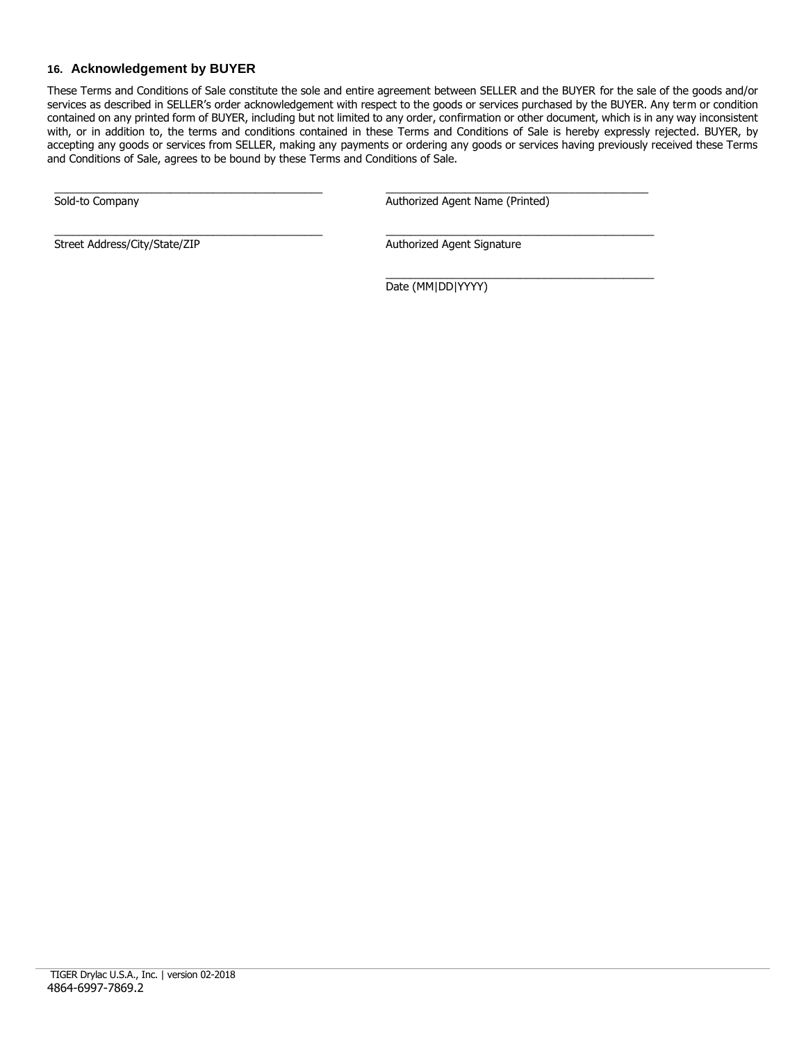### 16. Acknowledgement by BUYER

These Terms and Conditions of Sale constitute the sole and entire agreement between SELLER and the BUYER for the sale of the goods and/or services as described in SELLER's order acknowledgement with respect to the goods or services purchased by the BUYER. Any term or condition contained on any printed form of BUYER, including but not limited to any order, confirmation or other document, which is in any way inconsistent with, or in addition to, the terms and conditions contained in these Terms and Conditions of Sale is hereby expressly rejected. BUYER, by accepting any goods or services from SELLER, making any payments or ordering any goods or services having previously received these Terms and Conditions of Sale, agrees to be bound by these Terms and Conditions of Sale.

_____________________________________________
Sold-to Company

_____________________________________________
Street Address/City/State/ZIP

_____________________________________________
Authorized Agent Name (Printed)

_____________________________________________
Authorized Agent Signature

_____________________________________________
Date (MM|DD|YYYY)

TIGER Drylac U.S.A., Inc. | version 02-2018
4864-6997-7869.2